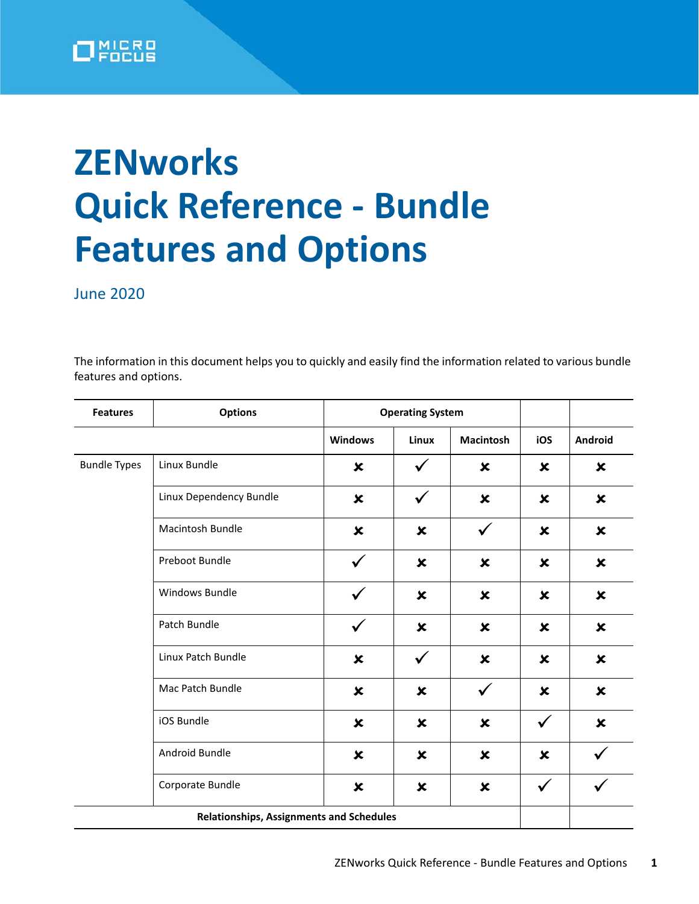# ZENworks Quick Reference - Bundle Features and Options

June 2020

The information in this document helps you to quickly and easily find the information related to various bundle features and options.

| Features | Options | Operating System | | | | |
|---|---|---|---|---|---|---|
| | | Windows | Linux | Macintosh | iOS | Android |
| Bundle Types | Linux Bundle | ✘ | ✓ | ✘ | ✘ | ✘ |
| | Linux Dependency Bundle | ✘ | ✓ | ✘ | ✘ | ✘ |
| | Macintosh Bundle | ✘ | ✘ | ✓ | ✘ | ✘ |
| | Preboot Bundle | ✓ | ✘ | ✘ | ✘ | ✘ |
| | Windows Bundle | ✓ | ✘ | ✘ | ✘ | ✘ |
| | Patch Bundle | ✓ | ✘ | ✘ | ✘ | ✘ |
| | Linux Patch Bundle | ✘ | ✓ | ✘ | ✘ | ✘ |
| | Mac Patch Bundle | ✘ | ✘ | ✓ | ✘ | ✘ |
| | iOS Bundle | ✘ | ✘ | ✘ | ✓ | ✘ |
| | Android Bundle | ✘ | ✘ | ✘ | ✘ | ✓ |
| | Corporate Bundle | ✘ | ✘ | ✘ | ✓ | ✓ |
| **Relationships, Assignments and Schedules** | | | | | | |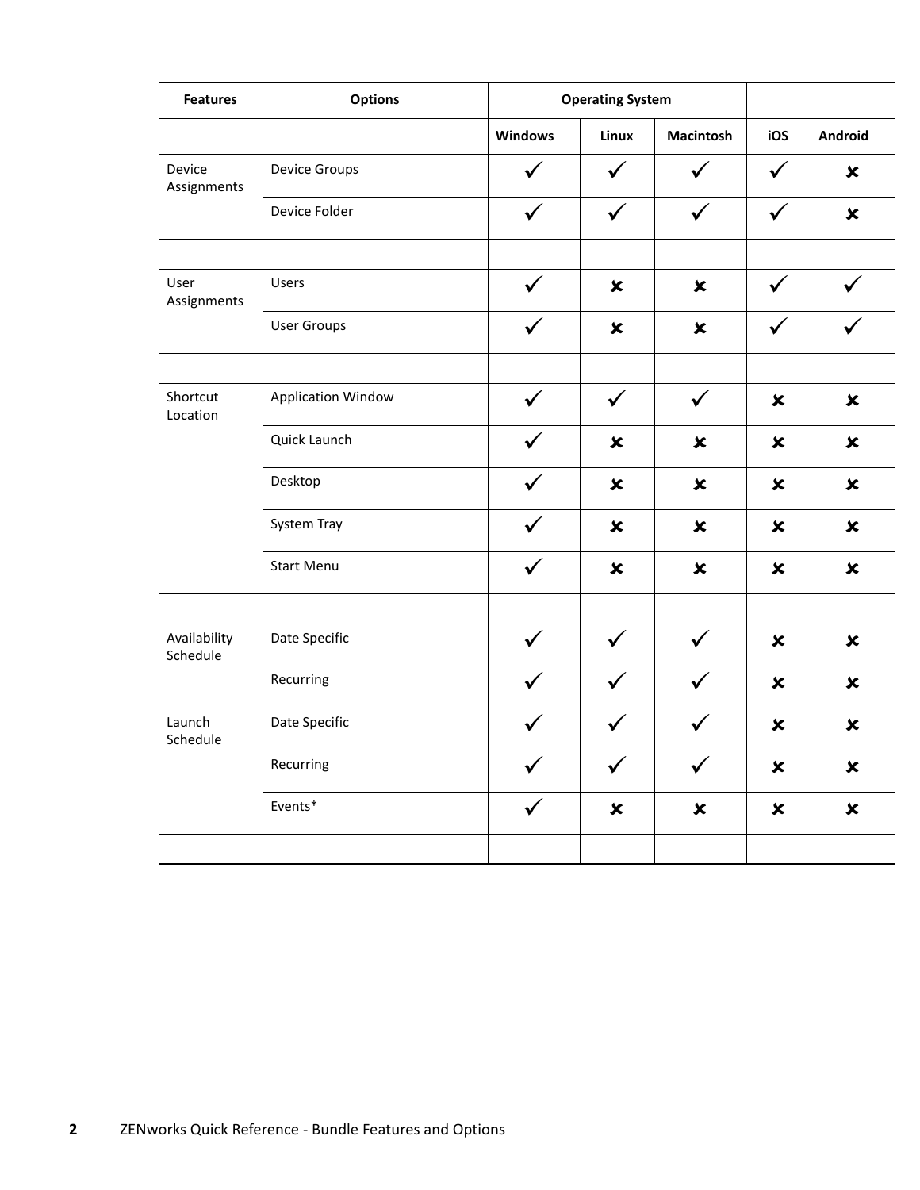| Features | Options | Operating System | | | | |
|---|---|---|---|---|---|---|
| | | Windows | Linux | Macintosh | iOS | Android |
| Device Assignments | Device Groups | ✓ | ✓ | ✓ | ✓ | ✘ |
| | Device Folder | ✓ | ✓ | ✓ | ✓ | ✘ |
| | | | | | | |
| User Assignments | Users | ✓ | ✘ | ✘ | ✓ | ✓ |
| | User Groups | ✓ | ✘ | ✘ | ✓ | ✓ |
| | | | | | | |
| Shortcut Location | Application Window | ✓ | ✓ | ✓ | ✘ | ✘ |
| | Quick Launch | ✓ | ✘ | ✘ | ✘ | ✘ |
| | Desktop | ✓ | ✘ | ✘ | ✘ | ✘ |
| | System Tray | ✓ | ✘ | ✘ | ✘ | ✘ |
| | Start Menu | ✓ | ✘ | ✘ | ✘ | ✘ |
| | | | | | | |
| Availability Schedule | Date Specific | ✓ | ✓ | ✓ | ✘ | ✘ |
| | Recurring | ✓ | ✓ | ✓ | ✘ | ✘ |
| Launch Schedule | Date Specific | ✓ | ✓ | ✓ | ✘ | ✘ |
| | Recurring | ✓ | ✓ | ✓ | ✘ | ✘ |
| | Events* | ✓ | ✘ | ✘ | ✘ | ✘ |
| | | | | | | |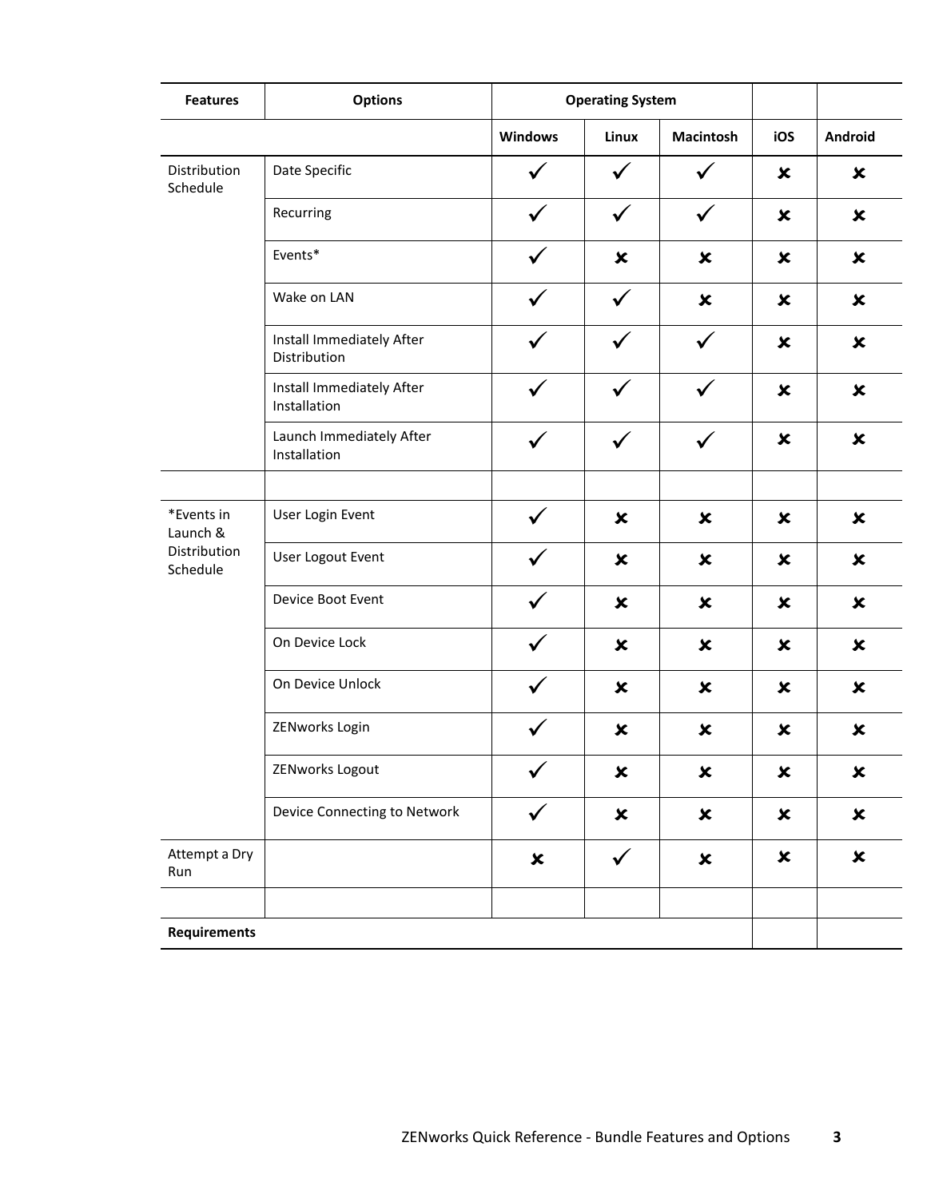| Features | Options | Operating System | | | | |
|---|---|---|---|---|---|---|
| | | Windows | Linux | Macintosh | iOS | Android |
| Distribution Schedule | Date Specific | ✓ | ✓ | ✓ | ✘ | ✘ |
| | Recurring | ✓ | ✓ | ✓ | ✘ | ✘ |
| | Events* | ✓ | ✘ | ✘ | ✘ | ✘ |
| | Wake on LAN | ✓ | ✓ | ✘ | ✘ | ✘ |
| | Install Immediately After Distribution | ✓ | ✓ | ✓ | ✘ | ✘ |
| | Install Immediately After Installation | ✓ | ✓ | ✓ | ✘ | ✘ |
| | Launch Immediately After Installation | ✓ | ✓ | ✓ | ✘ | ✘ |
| | | | | | | |
| *Events in Launch & Distribution Schedule | User Login Event | ✓ | ✘ | ✘ | ✘ | ✘ |
| | User Logout Event | ✓ | ✘ | ✘ | ✘ | ✘ |
| | Device Boot Event | ✓ | ✘ | ✘ | ✘ | ✘ |
| | On Device Lock | ✓ | ✘ | ✘ | ✘ | ✘ |
| | On Device Unlock | ✓ | ✘ | ✘ | ✘ | ✘ |
| | ZENworks Login | ✓ | ✘ | ✘ | ✘ | ✘ |
| | ZENworks Logout | ✓ | ✘ | ✘ | ✘ | ✘ |
| | Device Connecting to Network | ✓ | ✘ | ✘ | ✘ | ✘ |
| Attempt a Dry Run | | ✘ | ✓ | ✘ | ✘ | ✘ |
| | | | | | | |
| **Requirements** | | | | | | |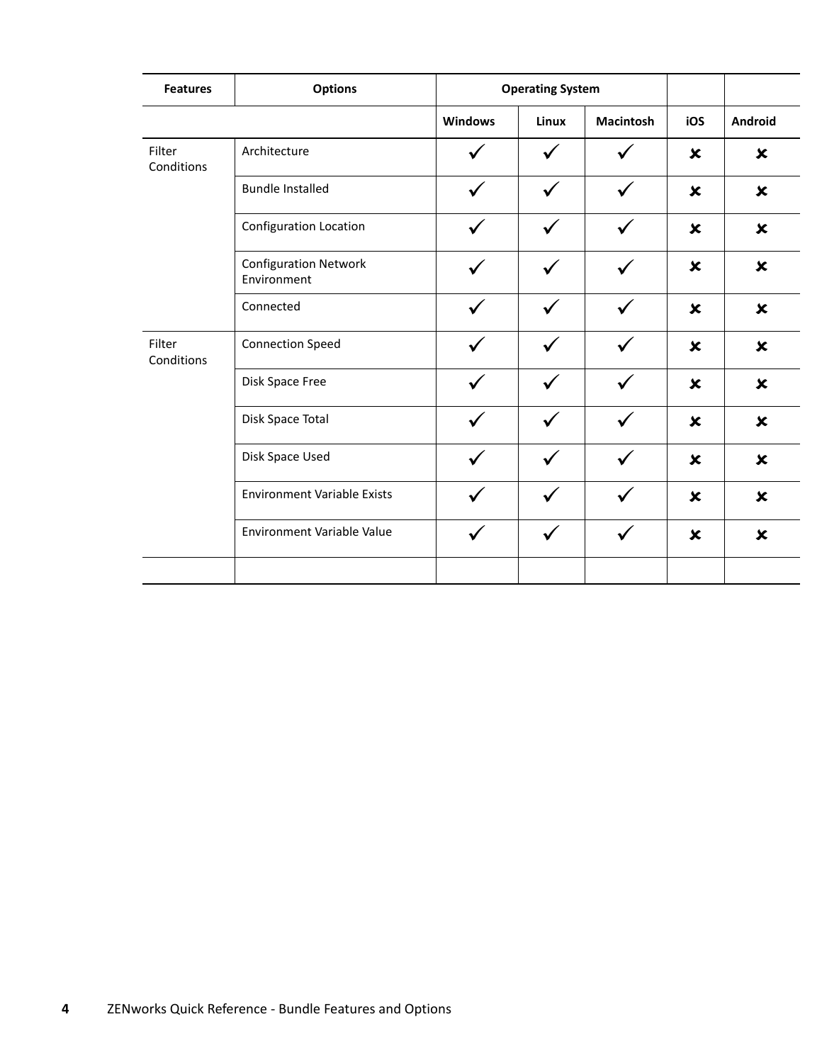| Features | Options | Operating System | | | | |
|---|---|---|---|---|---|---|
| | | Windows | Linux | Macintosh | iOS | Android |
| Filter Conditions | Architecture | ✓ | ✓ | ✓ | ✘ | ✘ |
| | Bundle Installed | ✓ | ✓ | ✓ | ✘ | ✘ |
| | Configuration Location | ✓ | ✓ | ✓ | ✘ | ✘ |
| | Configuration Network Environment | ✓ | ✓ | ✓ | ✘ | ✘ |
| | Connected | ✓ | ✓ | ✓ | ✘ | ✘ |
| Filter Conditions | Connection Speed | ✓ | ✓ | ✓ | ✘ | ✘ |
| | Disk Space Free | ✓ | ✓ | ✓ | ✘ | ✘ |
| | Disk Space Total | ✓ | ✓ | ✓ | ✘ | ✘ |
| | Disk Space Used | ✓ | ✓ | ✓ | ✘ | ✘ |
| | Environment Variable Exists | ✓ | ✓ | ✓ | ✘ | ✘ |
| | Environment Variable Value | ✓ | ✓ | ✓ | ✘ | ✘ |
| | | | | | | |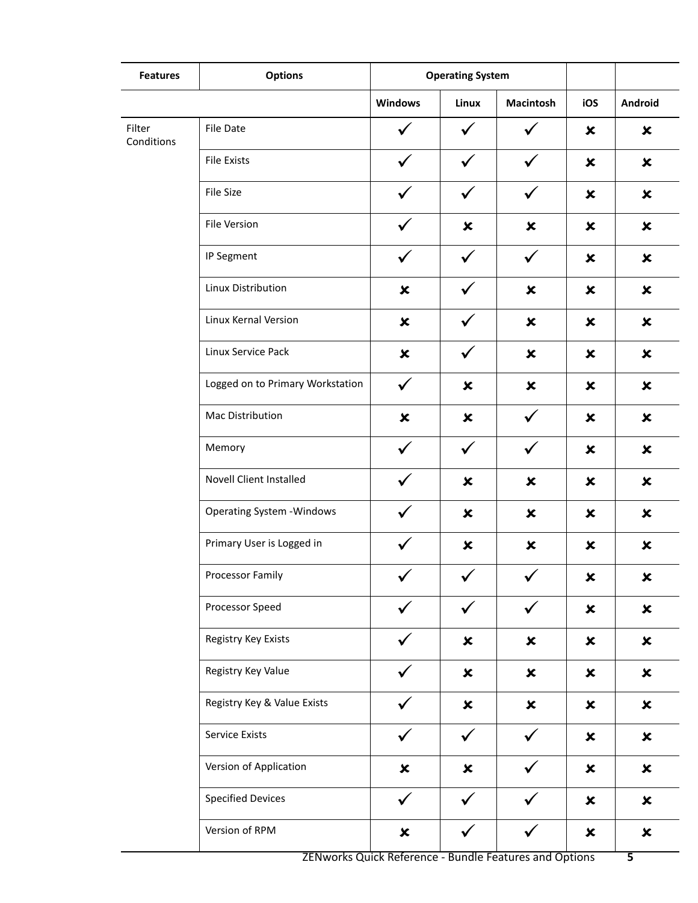| Features | Options | Operating System | | | | |
|---|---|---|---|---|---|---|
| | | Windows | Linux | Macintosh | iOS | Android |
| Filter Conditions | File Date | ✓ | ✓ | ✓ | ✘ | ✘ |
| | File Exists | ✓ | ✓ | ✓ | ✘ | ✘ |
| | File Size | ✓ | ✓ | ✓ | ✘ | ✘ |
| | File Version | ✓ | ✘ | ✘ | ✘ | ✘ |
| | IP Segment | ✓ | ✓ | ✓ | ✘ | ✘ |
| | Linux Distribution | ✘ | ✓ | ✘ | ✘ | ✘ |
| | Linux Kernal Version | ✘ | ✓ | ✘ | ✘ | ✘ |
| | Linux Service Pack | ✘ | ✓ | ✘ | ✘ | ✘ |
| | Logged on to Primary Workstation | ✓ | ✘ | ✘ | ✘ | ✘ |
| | Mac Distribution | ✘ | ✘ | ✓ | ✘ | ✘ |
| | Memory | ✓ | ✓ | ✓ | ✘ | ✘ |
| | Novell Client Installed | ✓ | ✘ | ✘ | ✘ | ✘ |
| | Operating System -Windows | ✓ | ✘ | ✘ | ✘ | ✘ |
| | Primary User is Logged in | ✓ | ✘ | ✘ | ✘ | ✘ |
| | Processor Family | ✓ | ✓ | ✓ | ✘ | ✘ |
| | Processor Speed | ✓ | ✓ | ✓ | ✘ | ✘ |
| | Registry Key Exists | ✓ | ✘ | ✘ | ✘ | ✘ |
| | Registry Key Value | ✓ | ✘ | ✘ | ✘ | ✘ |
| | Registry Key & Value Exists | ✓ | ✘ | ✘ | ✘ | ✘ |
| | Service Exists | ✓ | ✓ | ✓ | ✘ | ✘ |
| | Version of Application | ✘ | ✘ | ✓ | ✘ | ✘ |
| | Specified Devices | ✓ | ✓ | ✓ | ✘ | ✘ |
| | Version of RPM | ✘ | ✓ | ✓ | ✘ | ✘ |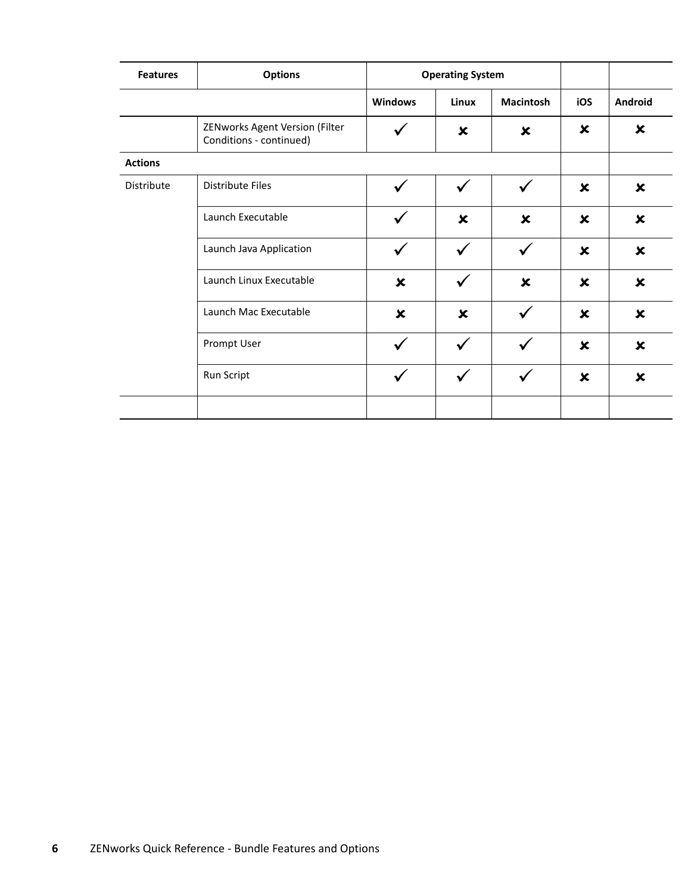| Features | Options | Operating System | | | | |
|---|---|---|---|---|---|---|
| | | Windows | Linux | Macintosh | iOS | Android |
| | ZENworks Agent Version (Filter Conditions - continued) | ✓ | ✘ | ✘ | ✘ | ✘ |
| **Actions** | | | | | | |
| Distribute | Distribute Files | ✓ | ✓ | ✓ | ✘ | ✘ |
| | Launch Executable | ✓ | ✘ | ✘ | ✘ | ✘ |
| | Launch Java Application | ✓ | ✓ | ✓ | ✘ | ✘ |
| | Launch Linux Executable | ✘ | ✓ | ✘ | ✘ | ✘ |
| | Launch Mac Executable | ✘ | ✘ | ✓ | ✘ | ✘ |
| | Prompt User | ✓ | ✓ | ✓ | ✘ | ✘ |
| | Run Script | ✓ | ✓ | ✓ | ✘ | ✘ |
| | | | | | | |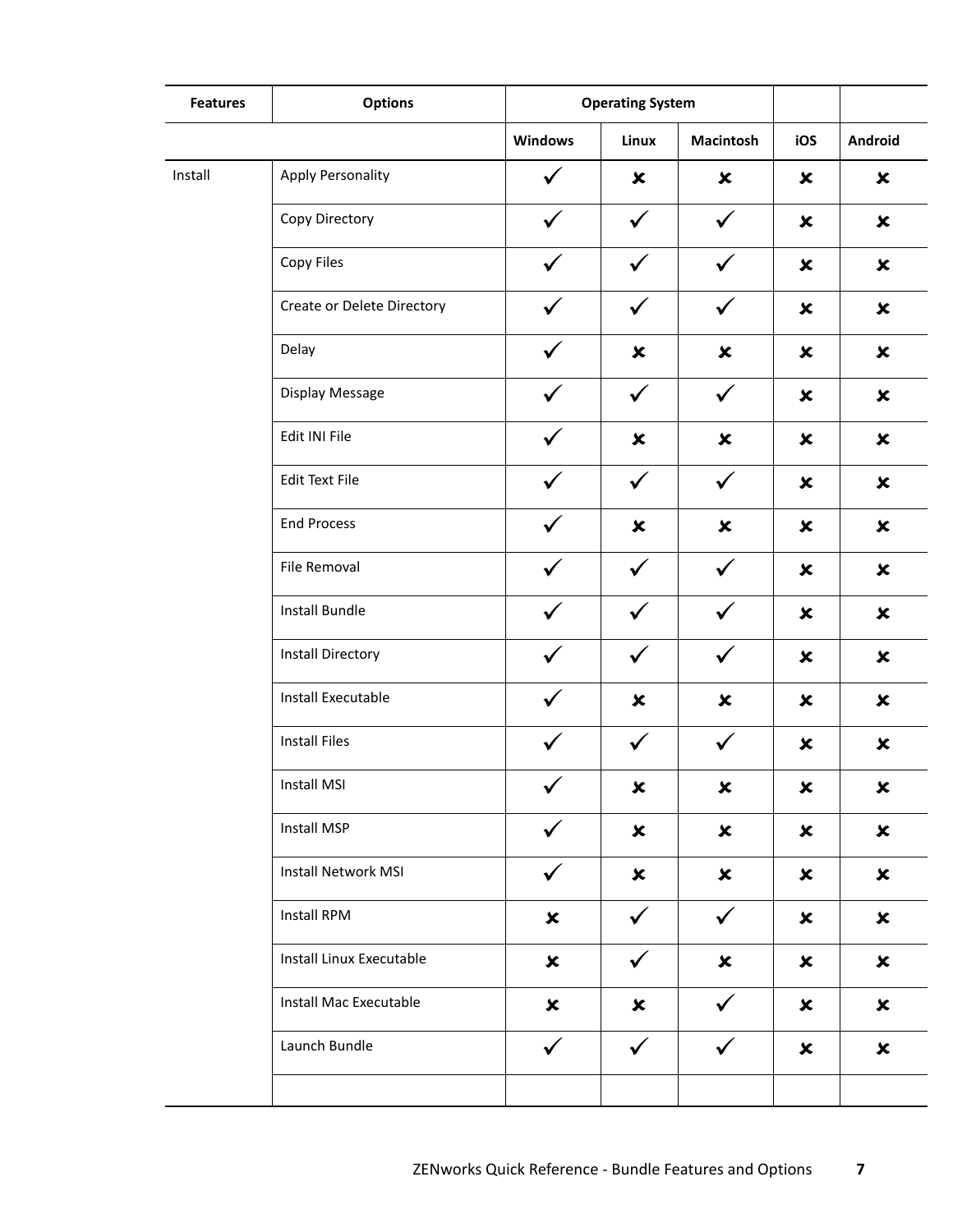| Features | Options | Operating System | | | | |
|---|---|---|---|---|---|---|
| | | Windows | Linux | Macintosh | iOS | Android |
| Install | Apply Personality | ✓ | ✘ | ✘ | ✘ | ✘ |
| | Copy Directory | ✓ | ✓ | ✓ | ✘ | ✘ |
| | Copy Files | ✓ | ✓ | ✓ | ✘ | ✘ |
| | Create or Delete Directory | ✓ | ✓ | ✓ | ✘ | ✘ |
| | Delay | ✓ | ✘ | ✘ | ✘ | ✘ |
| | Display Message | ✓ | ✓ | ✓ | ✘ | ✘ |
| | Edit INI File | ✓ | ✘ | ✘ | ✘ | ✘ |
| | Edit Text File | ✓ | ✓ | ✓ | ✘ | ✘ |
| | End Process | ✓ | ✘ | ✘ | ✘ | ✘ |
| | File Removal | ✓ | ✓ | ✓ | ✘ | ✘ |
| | Install Bundle | ✓ | ✓ | ✓ | ✘ | ✘ |
| | Install Directory | ✓ | ✓ | ✓ | ✘ | ✘ |
| | Install Executable | ✓ | ✘ | ✘ | ✘ | ✘ |
| | Install Files | ✓ | ✓ | ✓ | ✘ | ✘ |
| | Install MSI | ✓ | ✘ | ✘ | ✘ | ✘ |
| | Install MSP | ✓ | ✘ | ✘ | ✘ | ✘ |
| | Install Network MSI | ✓ | ✘ | ✘ | ✘ | ✘ |
| | Install RPM | ✘ | ✓ | ✓ | ✘ | ✘ |
| | Install Linux Executable | ✘ | ✓ | ✘ | ✘ | ✘ |
| | Install Mac Executable | ✘ | ✘ | ✓ | ✘ | ✘ |
| | Launch Bundle | ✓ | ✓ | ✓ | ✘ | ✘ |
| | | | | | | |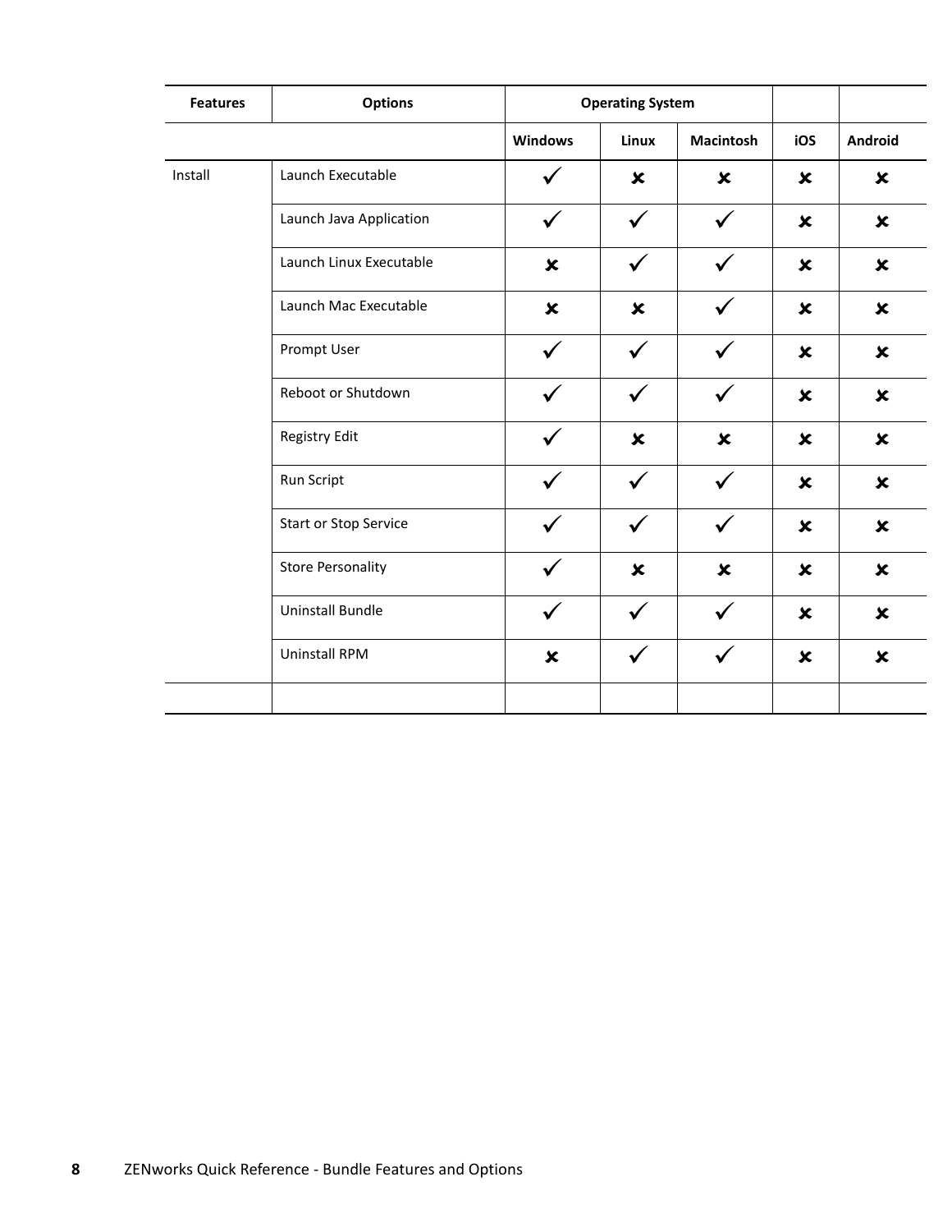| Features | Options | Operating System | | | | |
|---|---|---|---|---|---|---|
| | | Windows | Linux | Macintosh | iOS | Android |
| Install | Launch Executable | ✓ | ✘ | ✘ | ✘ | ✘ |
| | Launch Java Application | ✓ | ✓ | ✓ | ✘ | ✘ |
| | Launch Linux Executable | ✘ | ✓ | ✓ | ✘ | ✘ |
| | Launch Mac Executable | ✘ | ✘ | ✓ | ✘ | ✘ |
| | Prompt User | ✓ | ✓ | ✓ | ✘ | ✘ |
| | Reboot or Shutdown | ✓ | ✓ | ✓ | ✘ | ✘ |
| | Registry Edit | ✓ | ✘ | ✘ | ✘ | ✘ |
| | Run Script | ✓ | ✓ | ✓ | ✘ | ✘ |
| | Start or Stop Service | ✓ | ✓ | ✓ | ✘ | ✘ |
| | Store Personality | ✓ | ✘ | ✘ | ✘ | ✘ |
| | Uninstall Bundle | ✓ | ✓ | ✓ | ✘ | ✘ |
| | Uninstall RPM | ✘ | ✓ | ✓ | ✘ | ✘ |
| | | | | | | |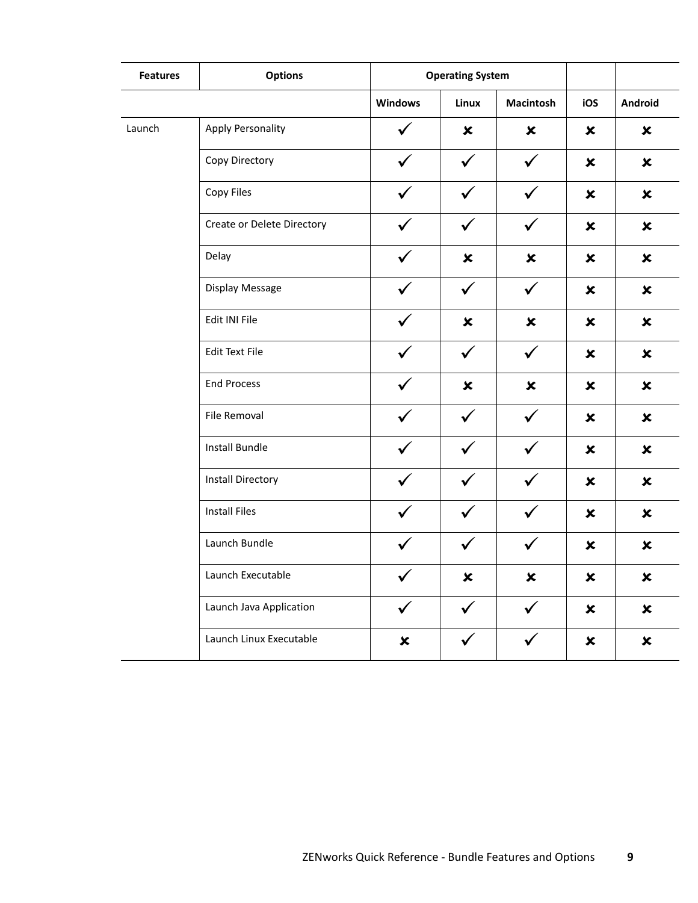| Features | Options | Operating System | | | | |
|---|---|---|---|---|---|---|
| | | Windows | Linux | Macintosh | iOS | Android |
| Launch | Apply Personality | ✓ | ✘ | ✘ | ✘ | ✘ |
| | Copy Directory | ✓ | ✓ | ✓ | ✘ | ✘ |
| | Copy Files | ✓ | ✓ | ✓ | ✘ | ✘ |
| | Create or Delete Directory | ✓ | ✓ | ✓ | ✘ | ✘ |
| | Delay | ✓ | ✘ | ✘ | ✘ | ✘ |
| | Display Message | ✓ | ✓ | ✓ | ✘ | ✘ |
| | Edit INI File | ✓ | ✘ | ✘ | ✘ | ✘ |
| | Edit Text File | ✓ | ✓ | ✓ | ✘ | ✘ |
| | End Process | ✓ | ✘ | ✘ | ✘ | ✘ |
| | File Removal | ✓ | ✓ | ✓ | ✘ | ✘ |
| | Install Bundle | ✓ | ✓ | ✓ | ✘ | ✘ |
| | Install Directory | ✓ | ✓ | ✓ | ✘ | ✘ |
| | Install Files | ✓ | ✓ | ✓ | ✘ | ✘ |
| | Launch Bundle | ✓ | ✓ | ✓ | ✘ | ✘ |
| | Launch Executable | ✓ | ✘ | ✘ | ✘ | ✘ |
| | Launch Java Application | ✓ | ✓ | ✓ | ✘ | ✘ |
| | Launch Linux Executable | ✘ | ✓ | ✓ | ✘ | ✘ |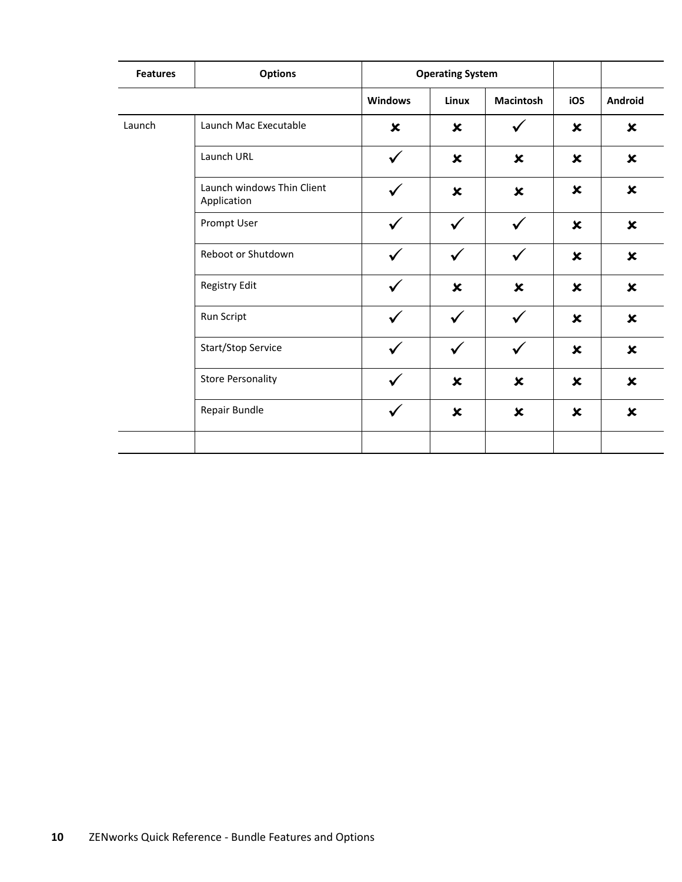| Features | Options | Operating System | | | | |
|---|---|---|---|---|---|---|
| | | Windows | Linux | Macintosh | iOS | Android |
| Launch | Launch Mac Executable | ✘ | ✘ | ✓ | ✘ | ✘ |
| | Launch URL | ✓ | ✘ | ✘ | ✘ | ✘ |
| | Launch windows Thin Client Application | ✓ | ✘ | ✘ | ✘ | ✘ |
| | Prompt User | ✓ | ✓ | ✓ | ✘ | ✘ |
| | Reboot or Shutdown | ✓ | ✓ | ✓ | ✘ | ✘ |
| | Registry Edit | ✓ | ✘ | ✘ | ✘ | ✘ |
| | Run Script | ✓ | ✓ | ✓ | ✘ | ✘ |
| | Start/Stop Service | ✓ | ✓ | ✓ | ✘ | ✘ |
| | Store Personality | ✓ | ✘ | ✘ | ✘ | ✘ |
| | Repair Bundle | ✓ | ✘ | ✘ | ✘ | ✘ |
| | | | | | | |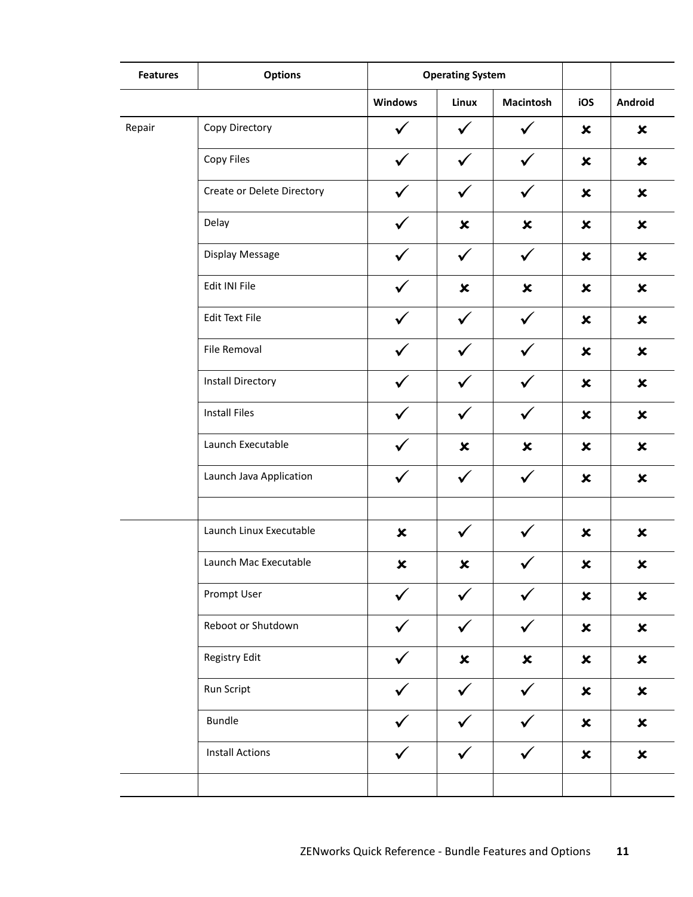| Features | Options | Operating System | | | | |
|---|---|---|---|---|---|---|
| | | Windows | Linux | Macintosh | iOS | Android |
| Repair | Copy Directory | ✓ | ✓ | ✓ | ✘ | ✘ |
| | Copy Files | ✓ | ✓ | ✓ | ✘ | ✘ |
| | Create or Delete Directory | ✓ | ✓ | ✓ | ✘ | ✘ |
| | Delay | ✓ | ✘ | ✘ | ✘ | ✘ |
| | Display Message | ✓ | ✓ | ✓ | ✘ | ✘ |
| | Edit INI File | ✓ | ✘ | ✘ | ✘ | ✘ |
| | Edit Text File | ✓ | ✓ | ✓ | ✘ | ✘ |
| | File Removal | ✓ | ✓ | ✓ | ✘ | ✘ |
| | Install Directory | ✓ | ✓ | ✓ | ✘ | ✘ |
| | Install Files | ✓ | ✓ | ✓ | ✘ | ✘ |
| | Launch Executable | ✓ | ✘ | ✘ | ✘ | ✘ |
| | Launch Java Application | ✓ | ✓ | ✓ | ✘ | ✘ |
| | | | | | | |
| | Launch Linux Executable | ✘ | ✓ | ✓ | ✘ | ✘ |
| | Launch Mac Executable | ✘ | ✘ | ✓ | ✘ | ✘ |
| | Prompt User | ✓ | ✓ | ✓ | ✘ | ✘ |
| | Reboot or Shutdown | ✓ | ✓ | ✓ | ✘ | ✘ |
| | Registry Edit | ✓ | ✘ | ✘ | ✘ | ✘ |
| | Run Script | ✓ | ✓ | ✓ | ✘ | ✘ |
| | Bundle | ✓ | ✓ | ✓ | ✘ | ✘ |
| | Install Actions | ✓ | ✓ | ✓ | ✘ | ✘ |
| | | | | | | |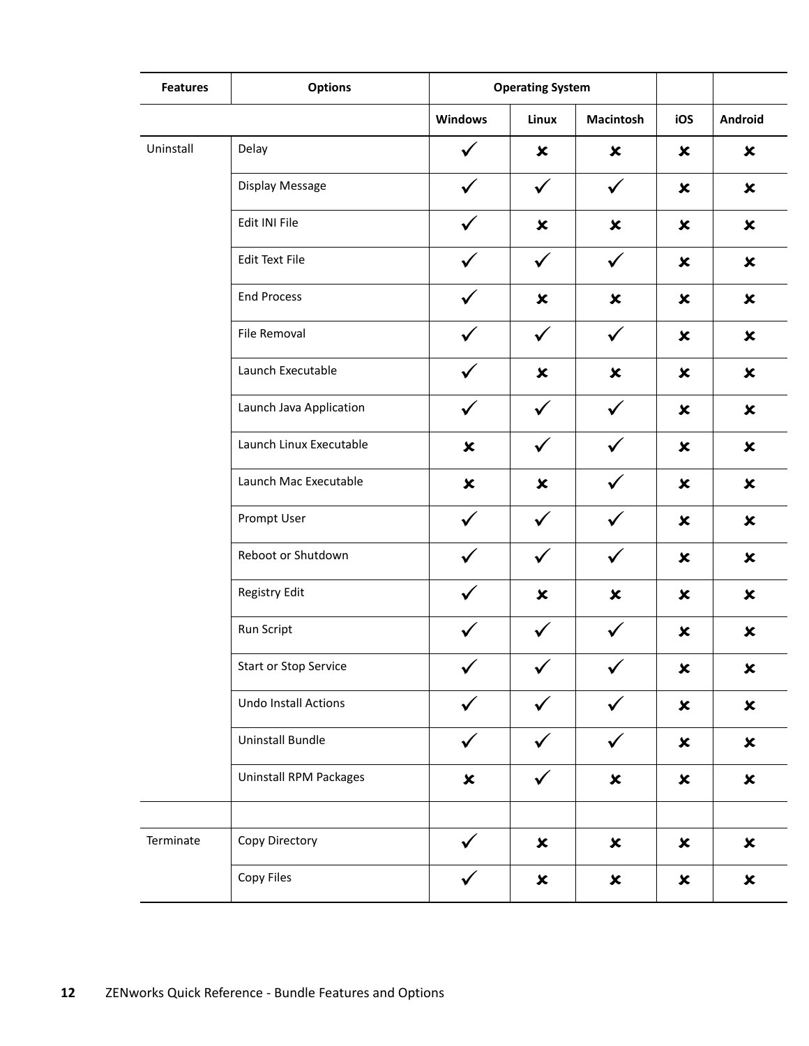| Features | Options | Operating System | | | | |
|---|---|---|---|---|---|---|
| | | Windows | Linux | Macintosh | iOS | Android |
| Uninstall | Delay | ✓ | ✘ | ✘ | ✘ | ✘ |
| | Display Message | ✓ | ✓ | ✓ | ✘ | ✘ |
| | Edit INI File | ✓ | ✘ | ✘ | ✘ | ✘ |
| | Edit Text File | ✓ | ✓ | ✓ | ✘ | ✘ |
| | End Process | ✓ | ✘ | ✘ | ✘ | ✘ |
| | File Removal | ✓ | ✓ | ✓ | ✘ | ✘ |
| | Launch Executable | ✓ | ✘ | ✘ | ✘ | ✘ |
| | Launch Java Application | ✓ | ✓ | ✓ | ✘ | ✘ |
| | Launch Linux Executable | ✘ | ✓ | ✓ | ✘ | ✘ |
| | Launch Mac Executable | ✘ | ✘ | ✓ | ✘ | ✘ |
| | Prompt User | ✓ | ✓ | ✓ | ✘ | ✘ |
| | Reboot or Shutdown | ✓ | ✓ | ✓ | ✘ | ✘ |
| | Registry Edit | ✓ | ✘ | ✘ | ✘ | ✘ |
| | Run Script | ✓ | ✓ | ✓ | ✘ | ✘ |
| | Start or Stop Service | ✓ | ✓ | ✓ | ✘ | ✘ |
| | Undo Install Actions | ✓ | ✓ | ✓ | ✘ | ✘ |
| | Uninstall Bundle | ✓ | ✓ | ✓ | ✘ | ✘ |
| | Uninstall RPM Packages | ✘ | ✓ | ✘ | ✘ | ✘ |
| | | | | | | |
| Terminate | Copy Directory | ✓ | ✘ | ✘ | ✘ | ✘ |
| | Copy Files | ✓ | ✘ | ✘ | ✘ | ✘ |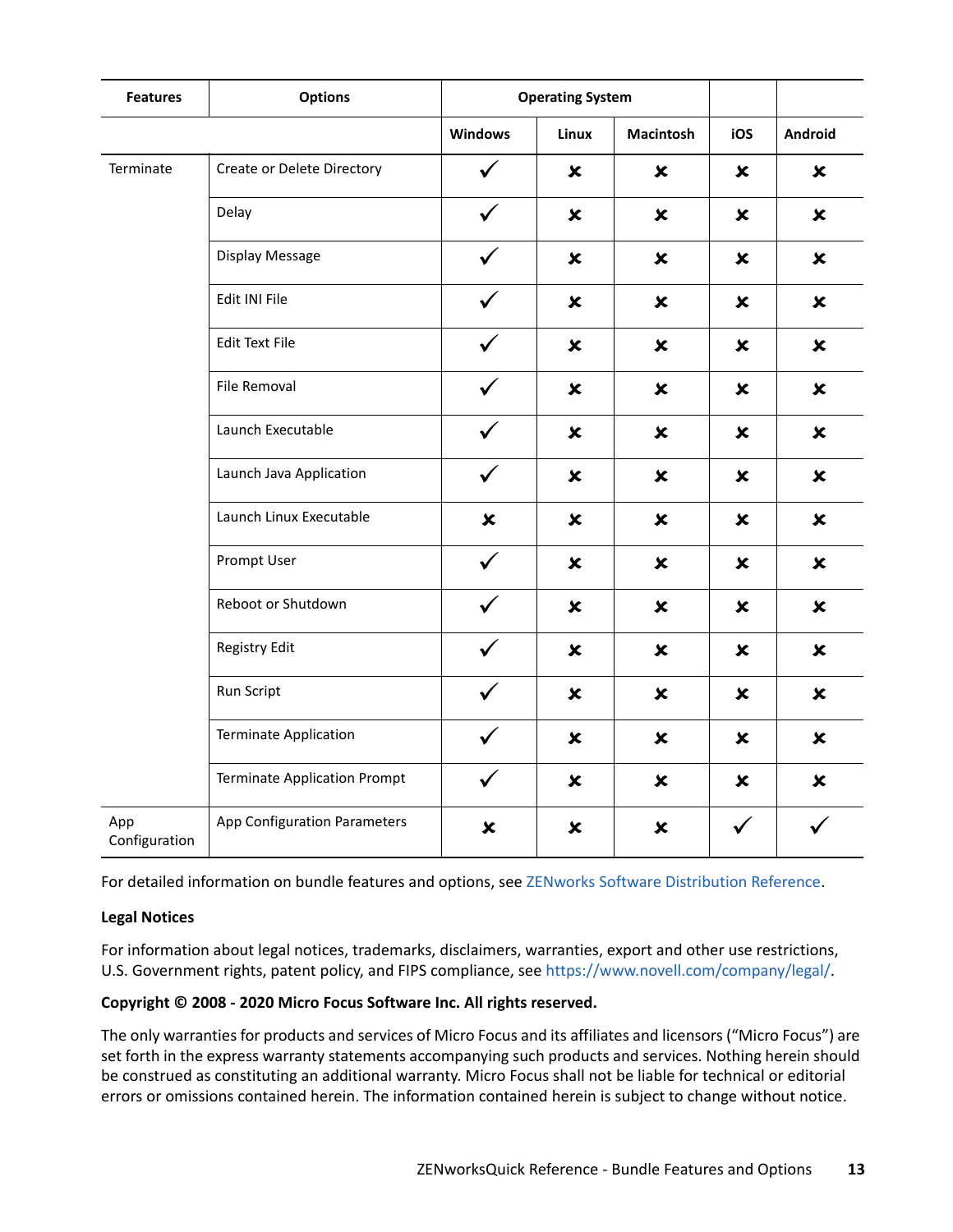| Features | Options | Operating System | | | | |
|---|---|---|---|---|---|---|
| | | Windows | Linux | Macintosh | iOS | Android |
| Terminate | Create or Delete Directory | ✓ | ✗ | ✗ | ✗ | ✗ |
| | Delay | ✓ | ✗ | ✗ | ✗ | ✗ |
| | Display Message | ✓ | ✗ | ✗ | ✗ | ✗ |
| | Edit INI File | ✓ | ✗ | ✗ | ✗ | ✗ |
| | Edit Text File | ✓ | ✗ | ✗ | ✗ | ✗ |
| | File Removal | ✓ | ✗ | ✗ | ✗ | ✗ |
| | Launch Executable | ✓ | ✗ | ✗ | ✗ | ✗ |
| | Launch Java Application | ✓ | ✗ | ✗ | ✗ | ✗ |
| | Launch Linux Executable | ✗ | ✗ | ✗ | ✗ | ✗ |
| | Prompt User | ✓ | ✗ | ✗ | ✗ | ✗ |
| | Reboot or Shutdown | ✓ | ✗ | ✗ | ✗ | ✗ |
| | Registry Edit | ✓ | ✗ | ✗ | ✗ | ✗ |
| | Run Script | ✓ | ✗ | ✗ | ✗ | ✗ |
| | Terminate Application | ✓ | ✗ | ✗ | ✗ | ✗ |
| | Terminate Application Prompt | ✓ | ✗ | ✗ | ✗ | ✗ |
| App Configuration | App Configuration Parameters | ✗ | ✗ | ✗ | ✓ | ✓ |

For detailed information on bundle features and options, see ZENworks Software Distribution Reference.

**Legal Notices**

For information about legal notices, trademarks, disclaimers, warranties, export and other use restrictions, U.S. Government rights, patent policy, and FIPS compliance, see https://www.novell.com/company/legal/.

**Copyright © 2008 - 2020 Micro Focus Software Inc. All rights reserved.**

The only warranties for products and services of Micro Focus and its affiliates and licensors ("Micro Focus") are set forth in the express warranty statements accompanying such products and services. Nothing herein should be construed as constituting an additional warranty. Micro Focus shall not be liable for technical or editorial errors or omissions contained herein. The information contained herein is subject to change without notice.